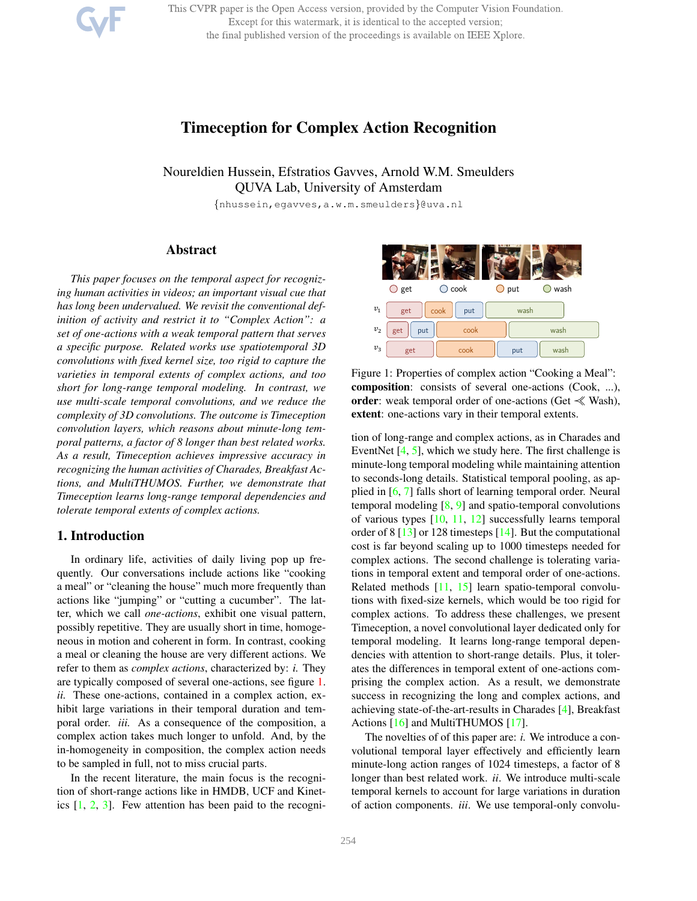# Timeception for Complex Action Recognition

Noureldien Hussein, Efstratios Gavves, Arnold W.M. Smeulders
QUVA Lab, University of Amsterdam
{nhussein,egavves,a.w.m.smeulders}@uva.nl

## Abstract

*This paper focuses on the temporal aspect for recognizing human activities in videos; an important visual cue that has long been undervalued. We revisit the conventional definition of activity and restrict it to "Complex Action": a set of one-actions with a weak temporal pattern that serves a specific purpose. Related works use spatiotemporal 3D convolutions with fixed kernel size, too rigid to capture the varieties in temporal extents of complex actions, and too short for long-range temporal modeling. In contrast, we use multi-scale temporal convolutions, and we reduce the complexity of 3D convolutions. The outcome is Timeception convolution layers, which reasons about minute-long temporal patterns, a factor of 8 longer than best related works. As a result, Timeception achieves impressive accuracy in recognizing the human activities of Charades, Breakfast Actions, and MultiTHUMOS. Further, we demonstrate that Timeception learns long-range temporal dependencies and tolerate temporal extents of complex actions.*

## 1. Introduction

In ordinary life, activities of daily living pop up frequently. Our conversations include actions like "cooking a meal" or "cleaning the house" much more frequently than actions like "jumping" or "cutting a cucumber". The latter, which we call *one-actions*, exhibit one visual pattern, possibly repetitive. They are usually short in time, homogeneous in motion and coherent in form. In contrast, cooking a meal or cleaning the house are very different actions. We refer to them as *complex actions*, characterized by: *i.* They are typically composed of several one-actions, see figure 1. *ii.* These one-actions, contained in a complex action, exhibit large variations in their temporal duration and temporal order. *iii.* As a consequence of the composition, a complex action takes much longer to unfold. And, by the in-homogeneity in composition, the complex action needs to be sampled in full, not to miss crucial parts.

In the recent literature, the main focus is the recognition of short-range actions like in HMDB, UCF and Kinetics [1, 2, 3]. Few attention has been paid to the recognition of long-range and complex actions, as in Charades and EventNet [4, 5], which we study here. The first challenge is minute-long temporal modeling while maintaining attention to seconds-long details. Statistical temporal pooling, as applied in [6, 7] falls short of learning temporal order. Neural temporal modeling [8, 9] and spatio-temporal convolutions of various types [10, 11, 12] successfully learns temporal order of 8 [13] or 128 timesteps [14]. But the computational cost is far beyond scaling up to 1000 timesteps needed for complex actions. The second challenge is tolerating variations in temporal extent and temporal order of one-actions. Related methods [11, 15] learn spatio-temporal convolutions with fixed-size kernels, which would be too rigid for complex actions. To address these challenges, we present Timeception, a novel convolutional layer dedicated only for temporal modeling. It learns long-range temporal dependencies with attention to short-range details. Plus, it tolerates the differences in temporal extent of one-actions comprising the complex action. As a result, we demonstrate success in recognizing the long and complex actions, and achieving state-of-the-art-results in Charades [4], Breakfast Actions [16] and MultiTHUMOS [17].

Figure 1: Properties of complex action "Cooking a Meal": **composition**: consists of several one-actions (Cook, ...), **order**: weak temporal order of one-actions (Get $\lll$ Wash), **extent**: one-actions vary in their temporal extents.

The novelties of of this paper are: *i.* We introduce a convolutional temporal layer effectively and efficiently learn minute-long action ranges of 1024 timesteps, a factor of 8 longer than best related work. *ii.* We introduce multi-scale temporal kernels to account for large variations in duration of action components. *iii.* We use temporal-only convolu-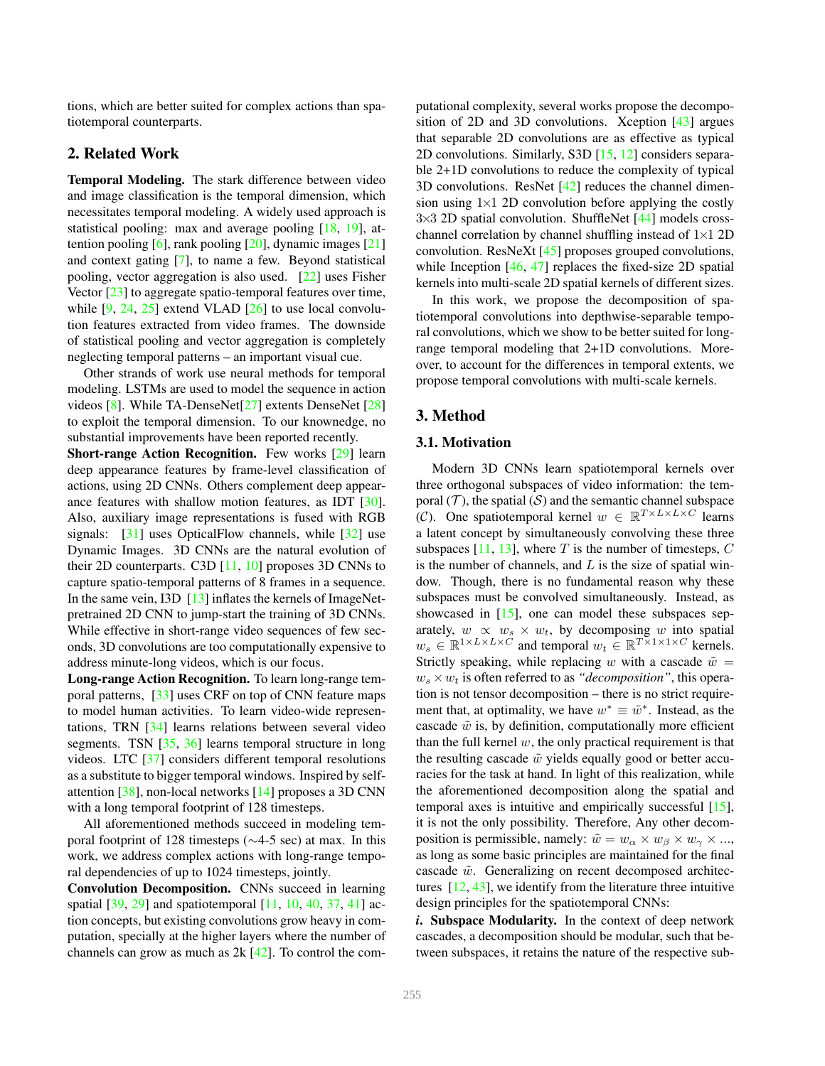tions, which are better suited for complex actions than spatiotemporal counterparts.

## 2. Related Work

**Temporal Modeling.** The stark difference between video and image classification is the temporal dimension, which necessitates temporal modeling. A widely used approach is statistical pooling: max and average pooling [18, 19], attention pooling [6], rank pooling [20], dynamic images [21] and context gating [7], to name a few. Beyond statistical pooling, vector aggregation is also used. [22] uses Fisher Vector [23] to aggregate spatio-temporal features over time, while [9, 24, 25] extend VLAD [26] to use local convolution features extracted from video frames. The downside of statistical pooling and vector aggregation is completely neglecting temporal patterns – an important visual cue.

Other strands of work use neural methods for temporal modeling. LSTMs are used to model the sequence in action videos [8]. While TA-DenseNet[27] extents DenseNet [28] to exploit the temporal dimension. To our knownedge, no substantial improvements have been reported recently.

**Short-range Action Recognition.** Few works [29] learn deep appearance features by frame-level classification of actions, using 2D CNNs. Others complement deep appearance features with shallow motion features, as IDT [30]. Also, auxiliary image representations is fused with RGB signals: [31] uses OpticalFlow channels, while [32] use Dynamic Images. 3D CNNs are the natural evolution of their 2D counterparts. C3D [11, 10] proposes 3D CNNs to capture spatio-temporal patterns of 8 frames in a sequence. In the same vein, I3D [13] inflates the kernels of ImageNet-pretrained 2D CNN to jump-start the training of 3D CNNs. While effective in short-range video sequences of few seconds, 3D convolutions are too computationally expensive to address minute-long videos, which is our focus.

**Long-range Action Recognition.** To learn long-range temporal patterns, [33] uses CRF on top of CNN feature maps to model human activities. To learn video-wide representations, TRN [34] learns relations between several video segments. TSN [35, 36] learns temporal structure in long videos. LTC [37] considers different temporal resolutions as a substitute to bigger temporal windows. Inspired by self-attention [38], non-local networks [14] proposes a 3D CNN with a long temporal footprint of 128 timesteps.

All aforementioned methods succeed in modeling temporal footprint of 128 timesteps (∼4-5 sec) at max. In this work, we address complex actions with long-range temporal dependencies of up to 1024 timesteps, jointly.

**Convolution Decomposition.** CNNs succeed in learning spatial [39, 29] and spatiotemporal [11, 10, 40, 37, 41] action concepts, but existing convolutions grow heavy in computation, specially at the higher layers where the number of channels can grow as much as 2k [42]. To control the computational complexity, several works propose the decomposition of 2D and 3D convolutions. Xception [43] argues that separable 2D convolutions are as effective as typical 2D convolutions. Similarly, S3D [15, 12] considers separable 2+1D convolutions to reduce the complexity of typical 3D convolutions. ResNet [42] reduces the channel dimension using 1×1 2D convolution before applying the costly 3×3 2D spatial convolution. ShuffleNet [44] models cross-channel correlation by channel shuffling instead of 1×1 2D convolution. ResNeXt [45] proposes grouped convolutions, while Inception [46, 47] replaces the fixed-size 2D spatial kernels into multi-scale 2D spatial kernels of different sizes.

In this work, we propose the decomposition of spatiotemporal convolutions into depthwise-separable temporal convolutions, which we show to be better suited for long-range temporal modeling that 2+1D convolutions. Moreover, to account for the differences in temporal extents, we propose temporal convolutions with multi-scale kernels.

## 3. Method

### 3.1. Motivation

Modern 3D CNNs learn spatiotemporal kernels over three orthogonal subspaces of video information: the temporal ($\mathcal{T}$), the spatial ($\mathcal{S}$) and the semantic channel subspace ($\mathcal{C}$). One spatiotemporal kernel $w \in \mathbb{R}^{T \times L \times L \times C}$ learns a latent concept by simultaneously convolving these three subspaces [11, 13], where $T$ is the number of timesteps, $C$ is the number of channels, and $L$ is the size of spatial window. Though, there is no fundamental reason why these subspaces must be convolved simultaneously. Instead, as showcased in [15], one can model these subspaces separately, $w \propto w_s \times w_t$, by decomposing $w$ into spatial $w_s \in \mathbb{R}^{1 \times L \times L \times C}$ and temporal $w_t \in \mathbb{R}^{T \times 1 \times 1 \times C}$ kernels. Strictly speaking, while replacing $w$ with a cascade $\tilde{w} = w_s \times w_t$ is often referred to as *"decomposition"*, this operation is not tensor decomposition – there is no strict requirement that, at optimality, we have $w^* \equiv \tilde{w}^*$. Instead, as the cascade $\tilde{w}$ is, by definition, computationally more efficient than the full kernel $w$, the only practical requirement is that the resulting cascade $\tilde{w}$ yields equally good or better accuracies for the task at hand. In light of this realization, while the aforementioned decomposition along the spatial and temporal axes is intuitive and empirically successful [15], it is not the only possibility. Therefore, Any other decomposition is permissible, namely: $\tilde{w} = w_\alpha \times w_\beta \times w_\gamma \times ...$, as long as some basic principles are maintained for the final cascade $\tilde{w}$. Generalizing on recent decomposed architectures [12, 43], we identify from the literature three intuitive design principles for the spatiotemporal CNNs:

***i.* Subspace Modularity.** In the context of deep network cascades, a decomposition should be modular, such that between subspaces, it retains the nature of the respective sub-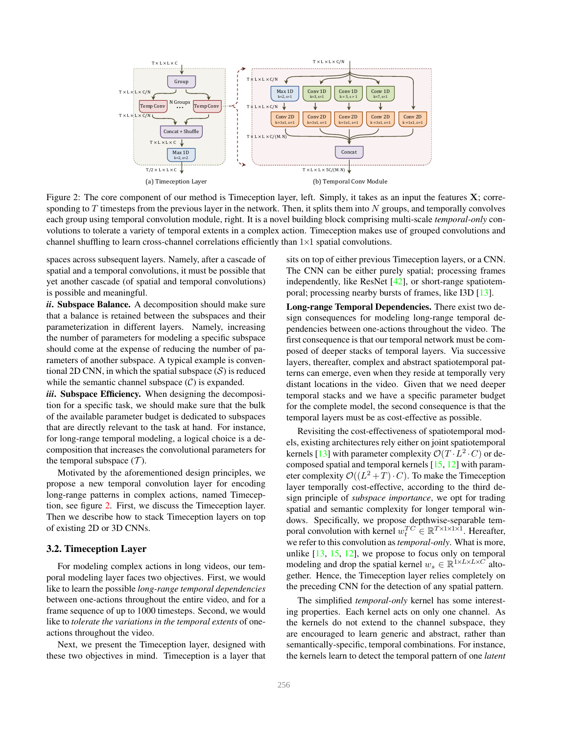Figure 2: The core component of our method is Timeception layer, left. Simply, it takes as an input the features $\mathbf{X}$; corresponding to $T$ timesteps from the previous layer in the network. Then, it splits them into $N$ groups, and temporally convolves each group using temporal convolution module, right. It is a novel building block comprising multi-scale *temporal-only* convolutions to tolerate a variety of temporal extents in a complex action. Timeception makes use of grouped convolutions and channel shuffling to learn cross-channel correlations efficiently than 1×1 spatial convolutions.

spaces across subsequent layers. Namely, after a cascade of spatial and a temporal convolutions, it must be possible that yet another cascade (of spatial and temporal convolutions) is possible and meaningful.

***ii*. Subspace Balance.** A decomposition should make sure that a balance is retained between the subspaces and their parameterization in different layers. Namely, increasing the number of parameters for modeling a specific subspace should come at the expense of reducing the number of parameters of another subspace. A typical example is conventional 2D CNN, in which the spatial subspace ($\mathcal{S}$) is reduced while the semantic channel subspace ($\mathcal{C}$) is expanded.

***iii*. Subspace Efficiency.** When designing the decomposition for a specific task, we should make sure that the bulk of the available parameter budget is dedicated to subspaces that are directly relevant to the task at hand. For instance, for long-range temporal modeling, a logical choice is a decomposition that increases the convolutional parameters for the temporal subspace ($\mathcal{T}$).

Motivated by the aforementioned design principles, we propose a new temporal convolution layer for encoding long-range patterns in complex actions, named Timeception, see figure 2. First, we discuss the Timeception layer. Then we describe how to stack Timeception layers on top of existing 2D or 3D CNNs.

### 3.2. Timeception Layer

For modeling complex actions in long videos, our temporal modeling layer faces two objectives. First, we would like to learn the possible *long-range temporal dependencies* between one-actions throughout the entire video, and for a frame sequence of up to 1000 timesteps. Second, we would like to *tolerate the variations in the temporal extents* of one-actions throughout the video.

Next, we present the Timeception layer, designed with these two objectives in mind. Timeception is a layer that sits on top of either previous Timeception layers, or a CNN. The CNN can be either purely spatial; processing frames independently, like ResNet [42], or short-range spatiotemporal; processing nearby bursts of frames, like I3D [13].

**Long-range Temporal Dependencies.** There exist two design consequences for modeling long-range temporal dependencies between one-actions throughout the video. The first consequence is that our temporal network must be composed of deeper stacks of temporal layers. Via successive layers, thereafter, complex and abstract spatiotemporal patterns can emerge, even when they reside at temporally very distant locations in the video. Given that we need deeper temporal stacks and we have a specific parameter budget for the complete model, the second consequence is that the temporal layers must be as cost-effective as possible.

Revisiting the cost-effectiveness of spatiotemporal models, existing architectures rely either on joint spatiotemporal kernels [13] with parameter complexity $\mathcal{O}(T \cdot L^2 \cdot C)$ or decomposed spatial and temporal kernels [15, 12] with parameter complexity $\mathcal{O}((L^2 + T) \cdot C)$. To make the Timeception layer temporally cost-effective, according to the third design principle of *subspace importance*, we opt for trading spatial and semantic complexity for longer temporal windows. Specifically, we propose depthwise-separable temporal convolution with kernel $w_t^{TC} \in \mathbb{R}^{T \times 1 \times 1 \times 1}$. Hereafter, we refer to this convolution as *temporal-only*. What is more, unlike [13, 15, 12], we propose to focus only on temporal modeling and drop the spatial kernel $w_s \in \mathbb{R}^{1 \times L \times L \times C}$ altogether. Hence, the Timeception layer relies completely on the preceding CNN for the detection of any spatial pattern.

The simplified *temporal-only* kernel has some interesting properties. Each kernel acts on only one channel. As the kernels do not extend to the channel subspace, they are encouraged to learn generic and abstract, rather than semantically-specific, temporal combinations. For instance, the kernels learn to detect the temporal pattern of one *latent*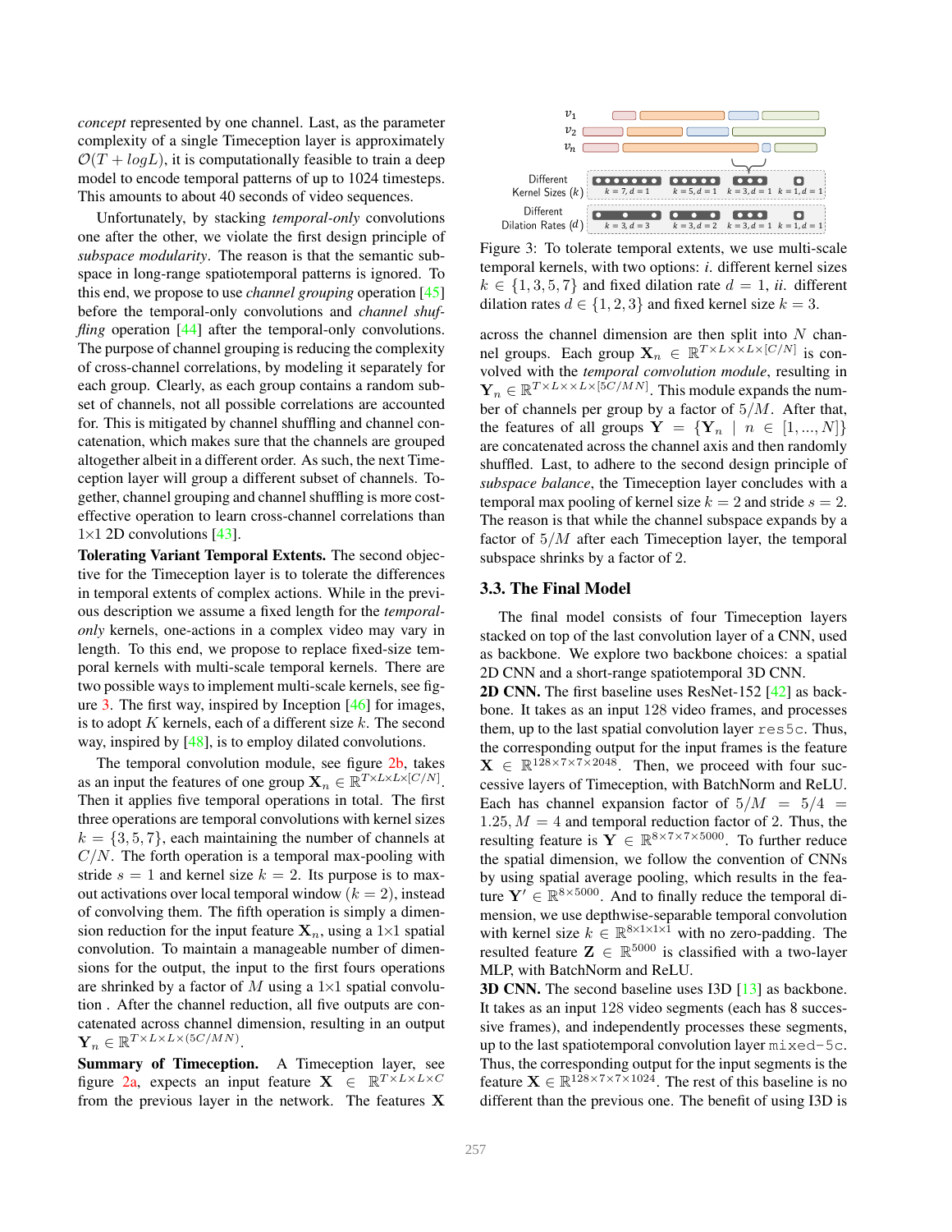*concept* represented by one channel. Last, as the parameter complexity of a single Timeception layer is approximately $\mathcal{O}(T + logL)$, it is computationally feasible to train a deep model to encode temporal patterns of up to 1024 timesteps. This amounts to about 40 seconds of video sequences.

Unfortunately, by stacking *temporal-only* convolutions one after the other, we violate the first design principle of *subspace modularity*. The reason is that the semantic subspace in long-range spatiotemporal patterns is ignored. To this end, we propose to use *channel grouping* operation [45] before the temporal-only convolutions and *channel shuffling* operation [44] after the temporal-only convolutions. The purpose of channel grouping is reducing the complexity of cross-channel correlations, by modeling it separately for each group. Clearly, as each group contains a random subset of channels, not all possible correlations are accounted for. This is mitigated by channel shuffling and channel concatenation, which makes sure that the channels are grouped altogether albeit in a different order. As such, the next Timeception layer will group a different subset of channels. Together, channel grouping and channel shuffling is more cost-effective operation to learn cross-channel correlations than 1×1 2D convolutions [43].

**Tolerating Variant Temporal Extents.** The second objective for the Timeception layer is to tolerate the differences in temporal extents of complex actions. While in the previous description we assume a fixed length for the *temporal-only* kernels, one-actions in a complex video may vary in length. To this end, we propose to replace fixed-size temporal kernels with multi-scale temporal kernels. There are two possible ways to implement multi-scale kernels, see figure 3. The first way, inspired by Inception [46] for images, is to adopt $K$ kernels, each of a different size $k$. The second way, inspired by [48], is to employ dilated convolutions.

The temporal convolution module, see figure 2b, takes as an input the features of one group $\mathbf{X}_n \in \mathbb{R}^{T \times L \times L \times [C/N]}$. Then it applies five temporal operations in total. The first three operations are temporal convolutions with kernel sizes $k = \{3, 5, 7\}$, each maintaining the number of channels at $C/N$. The forth operation is a temporal max-pooling with stride $s = 1$ and kernel size $k = 2$. Its purpose is to max-out activations over local temporal window ($k = 2$), instead of convolving them. The fifth operation is simply a dimension reduction for the input feature $\mathbf{X}_n$, using a 1×1 spatial convolution. To maintain a manageable number of dimensions for the output, the input to the first fours operations are shrinked by a factor of $M$ using a 1×1 spatial convolution . After the channel reduction, all five outputs are concatenated across channel dimension, resulting in an output $\mathbf{Y}_n \in \mathbb{R}^{T \times L \times L \times (5C/MN)}$.

**Summary of Timeception.** A Timeception layer, see figure 2a, expects an input feature $\mathbf{X} \in \mathbb{R}^{T \times L \times L \times C}$ from the previous layer in the network. The features $\mathbf{X}$

Figure 3: To tolerate temporal extents, we use multi-scale temporal kernels, with two options: *i*. different kernel sizes $k \in \{1, 3, 5, 7\}$ and fixed dilation rate $d = 1$, *ii*. different dilation rates $d \in \{1, 2, 3\}$ and fixed kernel size $k = 3$.

across the channel dimension are then split into $N$ channel groups. Each group $\mathbf{X}_n \in \mathbb{R}^{T \times L \times \times L \times [C/N]}$ is convolved with the *temporal convolution module*, resulting in $\mathbf{Y}_n \in \mathbb{R}^{T \times L \times \times L \times [5C/MN]}$. This module expands the number of channels per group by a factor of $5/M$. After that, the features of all groups $\mathbf{Y} = \{\mathbf{Y}_n \mid n \in [1, ..., N]\}$ are concatenated across the channel axis and then randomly shuffled. Last, to adhere to the second design principle of *subspace balance*, the Timeception layer concludes with a temporal max pooling of kernel size $k = 2$ and stride $s = 2$. The reason is that while the channel subspace expands by a factor of $5/M$ after each Timeception layer, the temporal subspace shrinks by a factor of 2.

### 3.3. The Final Model

The final model consists of four Timeception layers stacked on top of the last convolution layer of a CNN, used as backbone. We explore two backbone choices: a spatial 2D CNN and a short-range spatiotemporal 3D CNN.

**2D CNN.** The first baseline uses ResNet-152 [42] as backbone. It takes as an input 128 video frames, and processes them, up to the last spatial convolution layer `res5c`. Thus, the corresponding output for the input frames is the feature $\mathbf{X} \in \mathbb{R}^{128 \times 7 \times 7 \times 2048}$. Then, we proceed with four successive layers of Timeception, with BatchNorm and ReLU. Each has channel expansion factor of $5/M = 5/4 = 1.25, M = 4$ and temporal reduction factor of 2. Thus, the resulting feature is $\mathbf{Y} \in \mathbb{R}^{8 \times 7 \times 7 \times 5000}$. To further reduce the spatial dimension, we follow the convention of CNNs by using spatial average pooling, which results in the feature $\mathbf{Y}' \in \mathbb{R}^{8 \times 5000}$. And to finally reduce the temporal dimension, we use depthwise-separable temporal convolution with kernel size $k \in \mathbb{R}^{8 \times 1 \times 1 \times 1}$ with no zero-padding. The resulted feature $\mathbf{Z} \in \mathbb{R}^{5000}$ is classified with a two-layer MLP, with BatchNorm and ReLU.

**3D CNN.** The second baseline uses I3D [13] as backbone. It takes as an input 128 video segments (each has 8 successive frames), and independently processes these segments, up to the last spatiotemporal convolution layer `mixed-5c`. Thus, the corresponding output for the input segments is the feature $\mathbf{X} \in \mathbb{R}^{128 \times 7 \times 7 \times 1024}$. The rest of this baseline is no different than the previous one. The benefit of using I3D is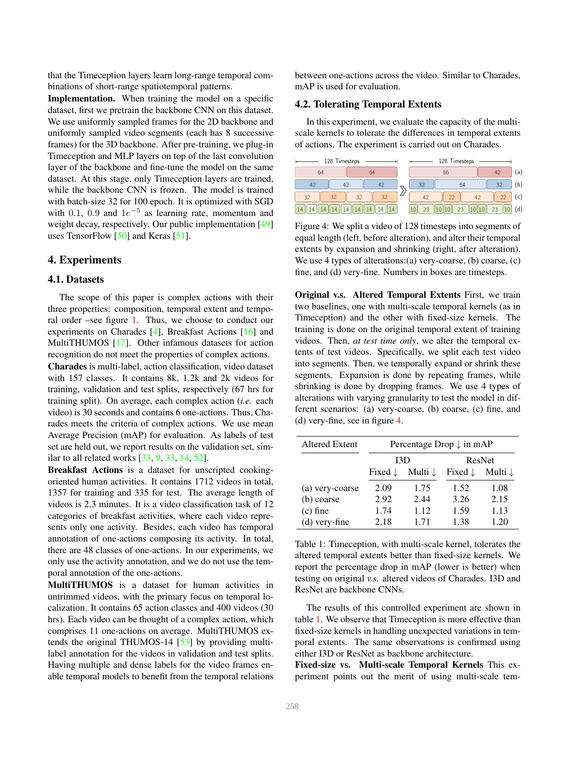that the Timeception layers learn long-range temporal combinations of short-range spatiotemporal patterns.

**Implementation.** When training the model on a specific dataset, first we pretrain the backbone CNN on this dataset. We use uniformly sampled frames for the 2D backbone and uniformly sampled video segments (each has 8 successive frames) for the 3D backbone. After pre-training, we plug-in Timeception and MLP layers on top of the last convolution layer of the backbone and fine-tune the model on the same dataset. At this stage, only Timeception layers are trained, while the backbone CNN is frozen. The model is trained with batch-size 32 for 100 epoch. It is optimized with SGD with 0.1, 0.9 and $1e^{-5}$ as learning rate, momentum and weight decay, respectively. Our public implementation [49] uses TensorFlow [50] and Keras [51].

# 4. Experiments

## 4.1. Datasets

The scope of this paper is complex actions with their three properties: composition, temporal extent and temporal order –see figure 1. Thus, we choose to conduct our experiments on Charades [4], Breakfast Actions [16] and MultiTHUMOS [17]. Other infamous datasets for action recognition do not meet the properties of complex actions.

**Charades** is multi-label, action classification, video dataset with 157 classes. It contains 8k, 1.2k and 2k videos for training, validation and test splits, respectively (67 hrs for training split). On average, each complex action (*i.e.* each video) is 30 seconds and contains 6 one-actions. Thus, Charades meets the criteria of complex actions. We use mean Average Precision (mAP) for evaluation. As labels of test set are held out, we report results on the validation set, similar to all related works [33, 9, 33, 14, 52].

**Breakfast Actions** is a dataset for unscripted cooking-oriented human activities. It contains 1712 videos in total, 1357 for training and 335 for test. The average length of videos is 2.3 minutes. It is a video classification task of 12 categories of breakfast activities, where each video represents only one activity. Besides, each video has temporal annotation of one-actions composing its activity. In total, there are 48 classes of one-actions. In our experiments, we only use the activity annotation, and we do not use the temporal annotation of the one-actions.

**MultiTHUMOS** is a dataset for human activities in untrimmed videos, with the primary focus on temporal localization. It contains 65 action classes and 400 videos (30 hrs). Each video can be thought of a complex action, which comprises 11 one-actions on average. MultiTHUMOS extends the original THUMOS-14 [53] by providing multi-label annotation for the videos in validation and test splits. Having multiple and dense labels for the video frames enable temporal models to benefit from the temporal relations between one-actions across the video. Similar to Charades, mAP is used for evaluation.

## 4.2. Tolerating Temporal Extents

In this experiment, we evaluate the capacity of the multi-scale kernels to tolerate the differences in temporal extents of actions. The experiment is carried out on Charades.

Figure 4: We split a video of 128 timesteps into segments of equal length (left, before alteration), and alter their temporal extents by expansion and shrinking (right, after alteration). We use 4 types of alterations:(a) very-coarse, (b) coarse, (c) fine, and (d) very-fine. Numbers in boxes are timesteps.

**Original v.s. Altered Temporal Extents** First, we train two baselines, one with multi-scale temporal kernels (as in Timeception) and the other with fixed-size kernels. The training is done on the original temporal extent of training videos. Then, *at test time only*, we alter the temporal extents of test videos. Specifically, we split each test video into segments. Then, we temporally expand or shrink these segments. Expansion is done by repeating frames, while shrinking is done by dropping frames. We use 4 types of alterations with varying granularity to test the model in different scenarios: (a) very-coarse, (b) coarse, (c) fine, and (d) very-fine, see in figure 4.

| Altered Extent | Percentage Drop ↓ in mAP | | | |
|---|---|---|---|---|
| | I3D | | ResNet | |
| | Fixed ↓ | Multi ↓ | Fixed ↓ | Multi ↓ |
| (a) very-coarse | 2.09 | 1.75 | 1.52 | 1.08 |
| (b) coarse | 2.92 | 2.44 | 3.26 | 2.15 |
| (c) fine | 1.74 | 1.12 | 1.59 | 1.13 |
| (d) very-fine | 2.18 | 1.71 | 1.38 | 1.20 |

Table 1: Timeception, with multi-scale kernel, tolerates the altered temporal extents better than fixed-size kernels. We report the percentage drop in mAP (lower is better) when testing on original *v.s.* altered videos of Charades. I3D and ResNet are backbone CNNs.

The results of this controlled experiment are shown in table 1. We observe that Timeception is more effective than fixed-size kernels in handling unexpected variations in temporal extents. The same observations is confirmed using either I3D or ResNet as backbone architecture.

**Fixed-size vs. Multi-scale Temporal Kernels** This experiment points out the merit of using multi-scale tem-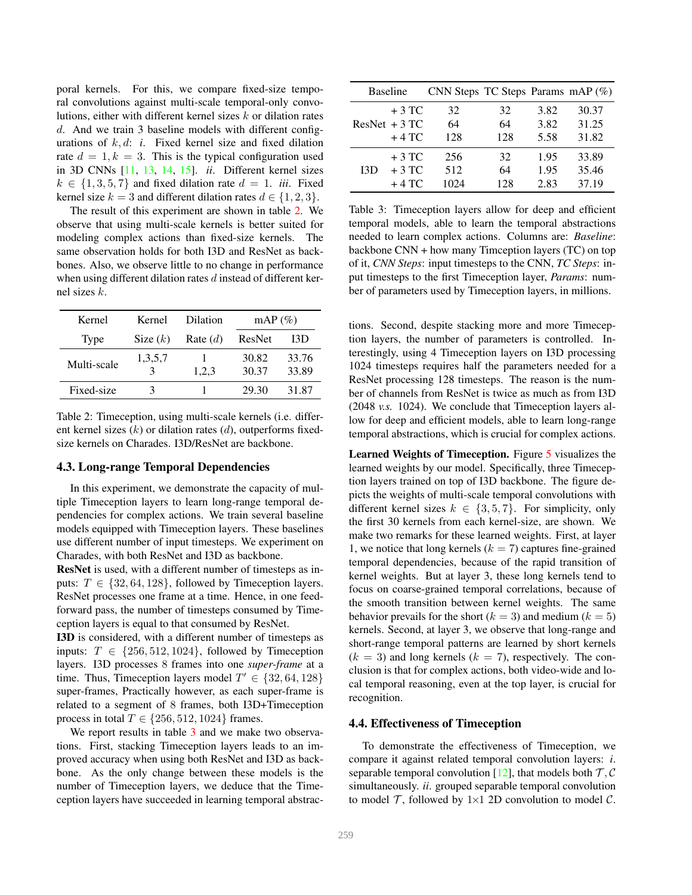poral kernels. For this, we compare fixed-size temporal convolutions against multi-scale temporal-only convolutions, either with different kernel sizes $k$ or dilation rates $d$. And we train 3 baseline models with different configurations of $k, d$: *i*. Fixed kernel size and fixed dilation rate $d = 1, k = 3$. This is the typical configuration used in 3D CNNs [11, 13, 14, 15]. *ii*. Different kernel sizes $k \in \{1, 3, 5, 7\}$ and fixed dilation rate $d = 1$. *iii*. Fixed kernel size $k = 3$ and different dilation rates $d \in \{1, 2, 3\}$.

The result of this experiment are shown in table 2. We observe that using multi-scale kernels is better suited for modeling complex actions than fixed-size kernels. The same observation holds for both I3D and ResNet as backbones. Also, we observe little to no change in performance when using different dilation rates $d$ instead of different kernel sizes $k$.

| Kernel Type | Kernel Size ($k$) | Dilation Rate ($d$) | mAP (%) ResNet | mAP (%) I3D |
|---|---|---|---|---|
| Multi-scale | 1,3,5,7 | 1 | 30.82 | 33.76 |
| | 3 | 1,2,3 | 30.37 | 33.89 |
| Fixed-size | 3 | 1 | 29.30 | 31.87 |

Table 2: Timeception, using multi-scale kernels (i.e. different kernel sizes ($k$) or dilation rates ($d$), outperforms fixed-size kernels on Charades. I3D/ResNet are backbone.

### 4.3. Long-range Temporal Dependencies

In this experiment, we demonstrate the capacity of multiple Timeception layers to learn long-range temporal dependencies for complex actions. We train several baseline models equipped with Timeception layers. These baselines use different number of input timesteps. We experiment on Charades, with both ResNet and I3D as backbone.

**ResNet** is used, with a different number of timesteps as inputs: $T \in \{32, 64, 128\}$, followed by Timeception layers. ResNet processes one frame at a time. Hence, in one feedforward pass, the number of timesteps consumed by Timeception layers is equal to that consumed by ResNet.

**I3D** is considered, with a different number of timesteps as inputs: $T \in \{256, 512, 1024\}$, followed by Timeception layers. I3D processes 8 frames into one *super-frame* at a time. Thus, Timeception layers model $T' \in \{32, 64, 128\}$ super-frames, Practically however, as each super-frame is related to a segment of 8 frames, both I3D+Timeception process in total $T \in \{256, 512, 1024\}$ frames.

We report results in table 3 and we make two observations. First, stacking Timeception layers leads to an improved accuracy when using both ResNet and I3D as backbone. As the only change between these models is the number of Timeception layers, we deduce that the Timeception layers have succeeded in learning temporal abstractions. Second, despite stacking more and more Timeception layers, the number of parameters is controlled. Interestingly, using 4 Timeception layers on I3D processing 1024 timesteps requires half the parameters needed for a ResNet processing 128 timesteps. The reason is the number of channels from ResNet is twice as much as from I3D (2048 *v.s.* 1024). We conclude that Timeception layers allow for deep and efficient models, able to learn long-range temporal abstractions, which is crucial for complex actions.

| Baseline | | CNN Steps | TC Steps | Params | mAP (%) |
|---|---|---|---|---|---|
| ResNet | + 3 TC | 32 | 32 | 3.82 | 30.37 |
| | + 3 TC | 64 | 64 | 3.82 | 31.25 |
| | + 4 TC | 128 | 128 | 5.58 | 31.82 |
| I3D | + 3 TC | 256 | 32 | 1.95 | 33.89 |
| | + 3 TC | 512 | 64 | 1.95 | 35.46 |
| | + 4 TC | 1024 | 128 | 2.83 | 37.19 |

Table 3: Timeception layers allow for deep and efficient temporal models, able to learn the temporal abstractions needed to learn complex actions. Columns are: *Baseline*: backbone CNN + how many Timception layers (TC) on top of it, *CNN Steps*: input timesteps to the CNN, *TC Steps*: input timesteps to the first Timeception layer, *Params*: number of parameters used by Timeception layers, in millions.

**Learned Weights of Timeception.** Figure 5 visualizes the learned weights by our model. Specifically, three Timeception layers trained on top of I3D backbone. The figure depicts the weights of multi-scale temporal convolutions with different kernel sizes $k \in \{3, 5, 7\}$. For simplicity, only the first 30 kernels from each kernel-size, are shown. We make two remarks for these learned weights. First, at layer 1, we notice that long kernels ($k = 7$) captures fine-grained temporal dependencies, because of the rapid transition of kernel weights. But at layer 3, these long kernels tend to focus on coarse-grained temporal correlations, because of the smooth transition between kernel weights. The same behavior prevails for the short ($k = 3$) and medium ($k = 5$) kernels. Second, at layer 3, we observe that long-range and short-range temporal patterns are learned by short kernels ($k = 3$) and long kernels ($k = 7$), respectively. The conclusion is that for complex actions, both video-wide and local temporal reasoning, even at the top layer, is crucial for recognition.

### 4.4. Effectiveness of Timeception

To demonstrate the effectiveness of Timeception, we compare it against related temporal convolution layers: *i*. separable temporal convolution [12], that models both $\mathcal{T}, \mathcal{C}$ simultaneously. *ii*. grouped separable temporal convolution to model $\mathcal{T}$, followed by 1×1 2D convolution to model $\mathcal{C}$.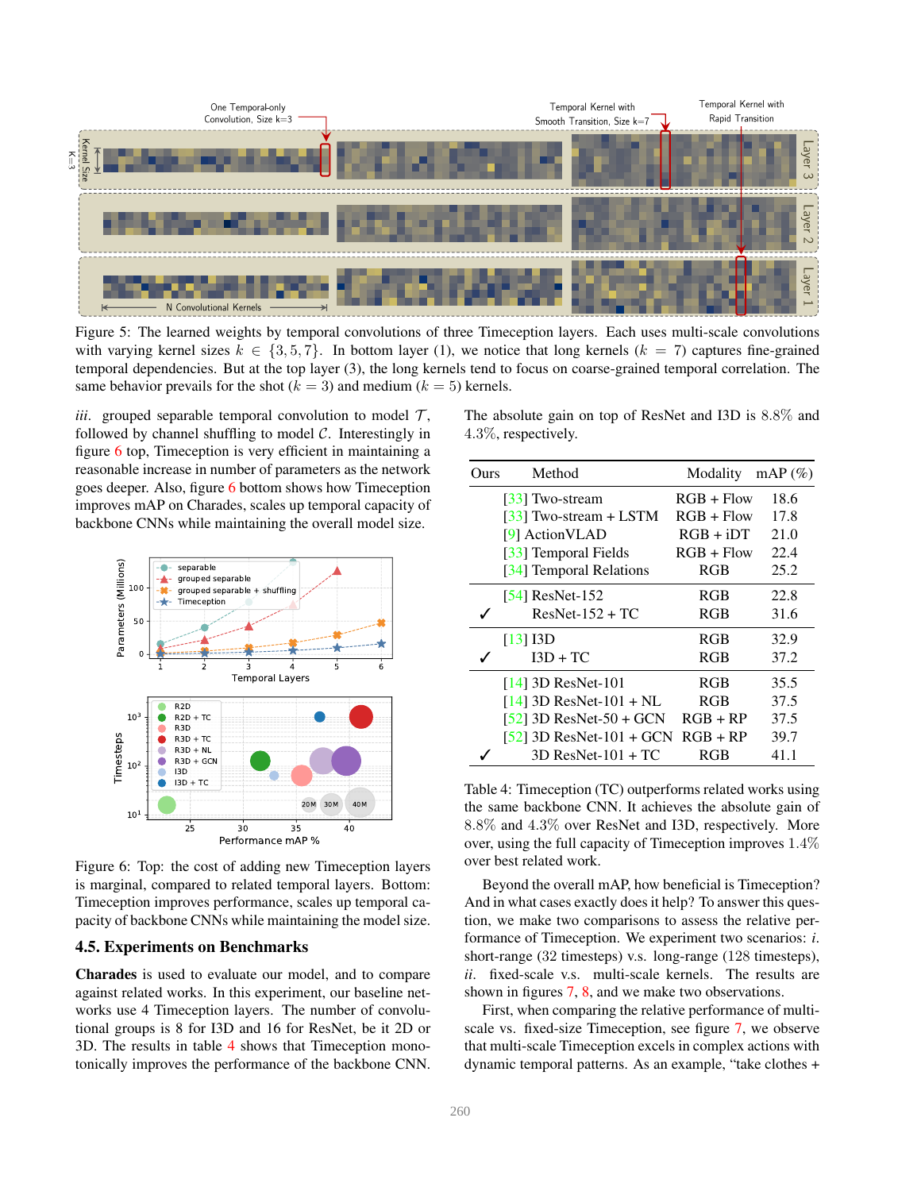Figure 5: The learned weights by temporal convolutions of three Timeception layers. Each uses multi-scale convolutions with varying kernel sizes $k \in \{3, 5, 7\}$. In bottom layer (1), we notice that long kernels ($k = 7$) captures fine-grained temporal dependencies. But at the top layer (3), the long kernels tend to focus on coarse-grained temporal correlation. The same behavior prevails for the shot ($k = 3$) and medium ($k = 5$) kernels.

*iii.* grouped separable temporal convolution to model $\mathcal{T}$, followed by channel shuffling to model $\mathcal{C}$. Interestingly in figure 6 top, Timeception is very efficient in maintaining a reasonable increase in number of parameters as the network goes deeper. Also, figure 6 bottom shows how Timeception improves mAP on Charades, scales up temporal capacity of backbone CNNs while maintaining the overall model size.

Figure 6: Top: the cost of adding new Timeception layers is marginal, compared to related temporal layers. Bottom: Timeception improves performance, scales up temporal capacity of backbone CNNs while maintaining the model size.

### 4.5. Experiments on Benchmarks

**Charades** is used to evaluate our model, and to compare against related works. In this experiment, our baseline networks use 4 Timeception layers. The number of convolutional groups is 8 for I3D and 16 for ResNet, be it 2D or 3D. The results in table 4 shows that Timeception monotonically improves the performance of the backbone CNN. The absolute gain on top of ResNet and I3D is 8.8% and 4.3%, respectively.

| Ours | Method | Modality | mAP (%) |
|---|---|---|---|
| | [33] Two-stream | RGB + Flow | 18.6 |
| | [33] Two-stream + LSTM | RGB + Flow | 17.8 |
| | [9] ActionVLAD | RGB + iDT | 21.0 |
| | [33] Temporal Fields | RGB + Flow | 22.4 |
| | [34] Temporal Relations | RGB | 25.2 |
| | [54] ResNet-152 | RGB | 22.8 |
| ✓ | ResNet-152 + TC | RGB | 31.6 |
| | [13] I3D | RGB | 32.9 |
| ✓ | I3D + TC | RGB | 37.2 |
| | [14] 3D ResNet-101 | RGB | 35.5 |
| | [14] 3D ResNet-101 + NL | RGB | 37.5 |
| | [52] 3D ResNet-50 + GCN | RGB + RP | 37.5 |
| | [52] 3D ResNet-101 + GCN | RGB + RP | 39.7 |
| ✓ | 3D ResNet-101 + TC | RGB | 41.1 |

Table 4: Timeception (TC) outperforms related works using the same backbone CNN. It achieves the absolute gain of 8.8% and 4.3% over ResNet and I3D, respectively. More over, using the full capacity of Timeception improves 1.4% over best related work.

Beyond the overall mAP, how beneficial is Timeception? And in what cases exactly does it help? To answer this question, we make two comparisons to assess the relative performance of Timeception. We experiment two scenarios: *i.* short-range (32 timesteps) v.s. long-range (128 timesteps), *ii.* fixed-scale v.s. multi-scale kernels. The results are shown in figures 7, 8, and we make two observations.

First, when comparing the relative performance of multi-scale vs. fixed-size Timeception, see figure 7, we observe that multi-scale Timeception excels in complex actions with dynamic temporal patterns. As an example, "take clothes +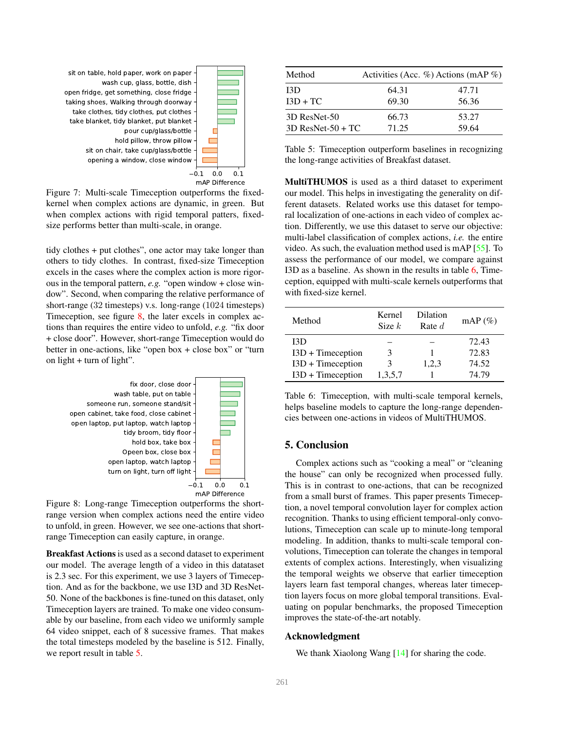Figure 7: Multi-scale Timeception outperforms the fixed-kernel when complex actions are dynamic, in green. But when complex actions with rigid temporal patters, fixed-size performs better than multi-scale, in orange.

tidy clothes + put clothes", one actor may take longer than others to tidy clothes. In contrast, fixed-size Timeception excels in the cases where the complex action is more rigorous in the temporal pattern, *e.g.* "open window + close window". Second, when comparing the relative performance of short-range (32 timesteps) v.s. long-range (1024 timesteps) Timeception, see figure 8, the later excels in complex actions than requires the entire video to unfold, *e.g.* "fix door + close door". However, short-range Timeception would do better in one-actions, like "open box + close box" or "turn on light + turn of light".

Figure 8: Long-range Timeception outperforms the short-range version when complex actions need the entire video to unfold, in green. However, we see one-actions that short-range Timeception can easily capture, in orange.

**Breakfast Actions** is used as a second dataset to experiment our model. The average length of a video in this datataset is 2.3 sec. For this experiment, we use 3 layers of Timeception. And as for the backbone, we use I3D and 3D ResNet-50. None of the backbones is fine-tuned on this dataset, only Timeception layers are trained. To make one video consumable by our baseline, from each video we uniformly sample 64 video snippet, each of 8 sucessive frames. That makes the total timesteps modeled by the baseline is 512. Finally, we report result in table 5.

| Method | Activities (Acc. %) | Actions (mAP %) |
|---|---|---|
| I3D | 64.31 | 47.71 |
| I3D + TC | 69.30 | 56.36 |
| 3D ResNet-50 | 66.73 | 53.27 |
| 3D ResNet-50 + TC | 71.25 | 59.64 |

Table 5: Timeception outperform baselines in recognizing the long-range activities of Breakfast dataset.

**MultiTHUMOS** is used as a third dataset to experiment our model. This helps in investigating the generality on different datasets. Related works use this dataset for temporal localization of one-actions in each video of complex action. Differently, we use this dataset to serve our objective: multi-label classification of complex actions, *i.e.* the entire video. As such, the evaluation method used is mAP [55]. To assess the performance of our model, we compare against I3D as a baseline. As shown in the results in table 6, Timeception, equipped with multi-scale kernels outperforms that with fixed-size kernel.

| Method | Kernel Size $k$ | Dilation Rate $d$ | mAP (%) |
|---|---|---|---|
| I3D | – | – | 72.43 |
| I3D + Timeception | 3 | 1 | 72.83 |
| I3D + Timeception | 3 | 1,2,3 | 74.52 |
| I3D + Timeception | 1,3,5,7 | 1 | 74.79 |

Table 6: Timeception, with multi-scale temporal kernels, helps baseline models to capture the long-range dependencies between one-actions in videos of MultiTHUMOS.

## 5. Conclusion

Complex actions such as "cooking a meal" or "cleaning the house" can only be recognized when processed fully. This is in contrast to one-actions, that can be recognized from a small burst of frames. This paper presents Timeception, a novel temporal convolution layer for complex action recognition. Thanks to using efficient temporal-only convolutions, Timeception can scale up to minute-long temporal modeling. In addition, thanks to multi-scale temporal convolutions, Timeception can tolerate the changes in temporal extents of complex actions. Interestingly, when visualizing the temporal weights we observe that earlier timeception layers learn fast temporal changes, whereas later timeception layers focus on more global temporal transitions. Evaluating on popular benchmarks, the proposed Timeception improves the state-of-the-art notably.

## Acknowledgment

We thank Xiaolong Wang [14] for sharing the code.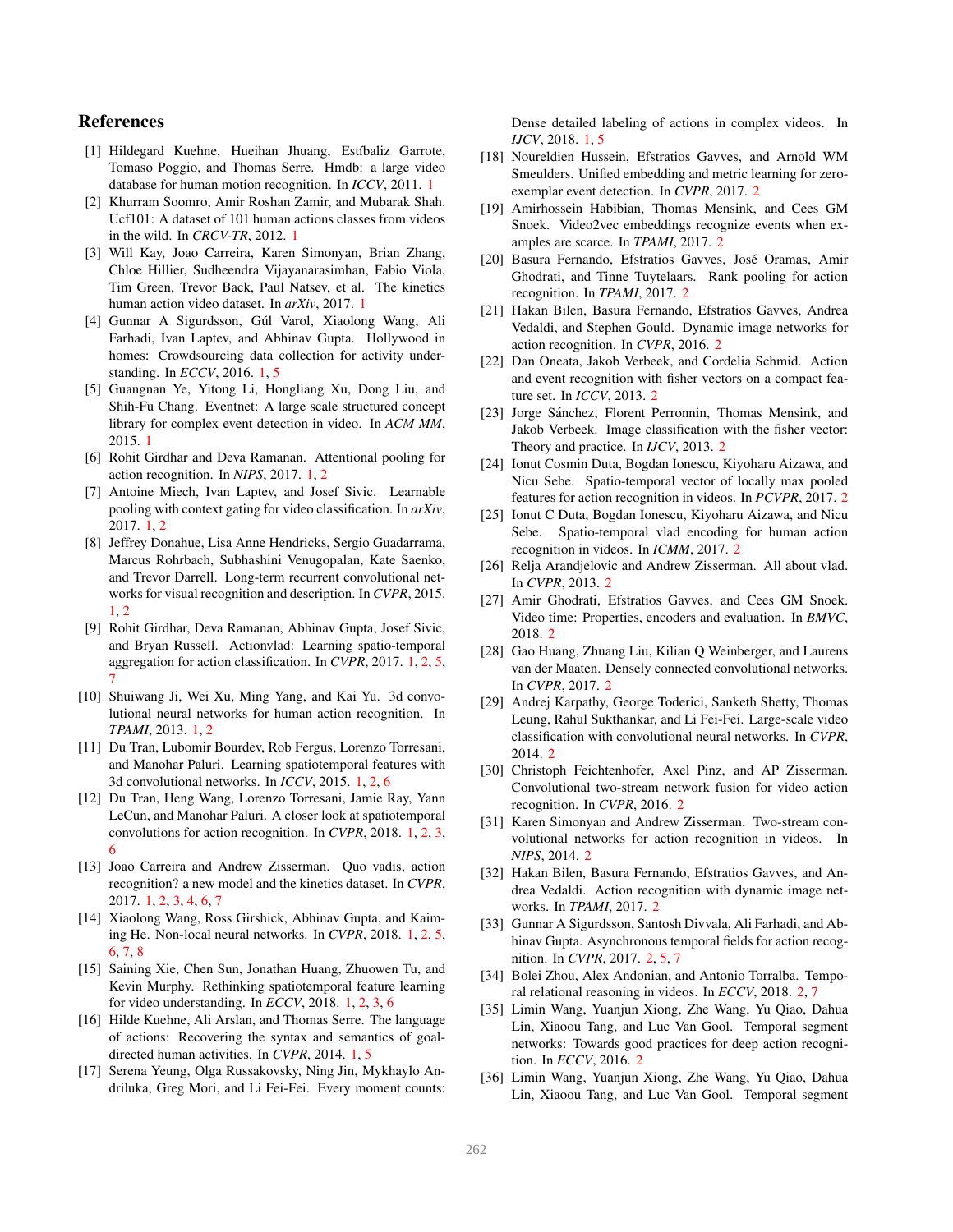## References

[1] Hildegard Kuehne, Hueihan Jhuang, Estíbaliz Garrote, Tomaso Poggio, and Thomas Serre. Hmdb: a large video database for human motion recognition. In *ICCV*, 2011. 1

[2] Khurram Soomro, Amir Roshan Zamir, and Mubarak Shah. Ucf101: A dataset of 101 human actions classes from videos in the wild. In *CRCV-TR*, 2012. 1

[3] Will Kay, Joao Carreira, Karen Simonyan, Brian Zhang, Chloe Hillier, Sudheendra Vijayanarasimhan, Fabio Viola, Tim Green, Trevor Back, Paul Natsev, et al. The kinetics human action video dataset. In *arXiv*, 2017. 1

[4] Gunnar A Sigurdsson, Gúl Varol, Xiaolong Wang, Ali Farhadi, Ivan Laptev, and Abhinav Gupta. Hollywood in homes: Crowdsourcing data collection for activity understanding. In *ECCV*, 2016. 1, 5

[5] Guangnan Ye, Yitong Li, Hongliang Xu, Dong Liu, and Shih-Fu Chang. Eventnet: A large scale structured concept library for complex event detection in video. In *ACM MM*, 2015. 1

[6] Rohit Girdhar and Deva Ramanan. Attentional pooling for action recognition. In *NIPS*, 2017. 1, 2

[7] Antoine Miech, Ivan Laptev, and Josef Sivic. Learnable pooling with context gating for video classification. In *arXiv*, 2017. 1, 2

[8] Jeffrey Donahue, Lisa Anne Hendricks, Sergio Guadarrama, Marcus Rohrbach, Subhashini Venugopalan, Kate Saenko, and Trevor Darrell. Long-term recurrent convolutional networks for visual recognition and description. In *CVPR*, 2015. 1, 2

[9] Rohit Girdhar, Deva Ramanan, Abhinav Gupta, Josef Sivic, and Bryan Russell. Actionvlad: Learning spatio-temporal aggregation for action classification. In *CVPR*, 2017. 1, 2, 5, 7

[10] Shuiwang Ji, Wei Xu, Ming Yang, and Kai Yu. 3d convolutional neural networks for human action recognition. In *TPAMI*, 2013. 1, 2

[11] Du Tran, Lubomir Bourdev, Rob Fergus, Lorenzo Torresani, and Manohar Paluri. Learning spatiotemporal features with 3d convolutional networks. In *ICCV*, 2015. 1, 2, 6

[12] Du Tran, Heng Wang, Lorenzo Torresani, Jamie Ray, Yann LeCun, and Manohar Paluri. A closer look at spatiotemporal convolutions for action recognition. In *CVPR*, 2018. 1, 2, 3, 6

[13] Joao Carreira and Andrew Zisserman. Quo vadis, action recognition? a new model and the kinetics dataset. In *CVPR*, 2017. 1, 2, 3, 4, 6, 7

[14] Xiaolong Wang, Ross Girshick, Abhinav Gupta, and Kaiming He. Non-local neural networks. In *CVPR*, 2018. 1, 2, 5, 6, 7, 8

[15] Saining Xie, Chen Sun, Jonathan Huang, Zhuowen Tu, and Kevin Murphy. Rethinking spatiotemporal feature learning for video understanding. In *ECCV*, 2018. 1, 2, 3, 6

[16] Hilde Kuehne, Ali Arslan, and Thomas Serre. The language of actions: Recovering the syntax and semantics of goal-directed human activities. In *CVPR*, 2014. 1, 5

[17] Serena Yeung, Olga Russakovsky, Ning Jin, Mykhaylo Andriluka, Greg Mori, and Li Fei-Fei. Every moment counts: Dense detailed labeling of actions in complex videos. In *IJCV*, 2018. 1, 5

[18] Noureldien Hussein, Efstratios Gavves, and Arnold WM Smeulders. Unified embedding and metric learning for zero-exemplar event detection. In *CVPR*, 2017. 2

[19] Amirhossein Habibian, Thomas Mensink, and Cees GM Snoek. Video2vec embeddings recognize events when examples are scarce. In *TPAMI*, 2017. 2

[20] Basura Fernando, Efstratios Gavves, José Oramas, Amir Ghodrati, and Tinne Tuytelaars. Rank pooling for action recognition. In *TPAMI*, 2017. 2

[21] Hakan Bilen, Basura Fernando, Efstratios Gavves, Andrea Vedaldi, and Stephen Gould. Dynamic image networks for action recognition. In *CVPR*, 2016. 2

[22] Dan Oneata, Jakob Verbeek, and Cordelia Schmid. Action and event recognition with fisher vectors on a compact feature set. In *ICCV*, 2013. 2

[23] Jorge Sánchez, Florent Perronnin, Thomas Mensink, and Jakob Verbeek. Image classification with the fisher vector: Theory and practice. In *IJCV*, 2013. 2

[24] Ionut Cosmin Duta, Bogdan Ionescu, Kiyoharu Aizawa, and Nicu Sebe. Spatio-temporal vector of locally max pooled features for action recognition in videos. In *PCVPR*, 2017. 2

[25] Ionut C Duta, Bogdan Ionescu, Kiyoharu Aizawa, and Nicu Sebe. Spatio-temporal vlad encoding for human action recognition in videos. In *ICMM*, 2017. 2

[26] Relja Arandjelovic and Andrew Zisserman. All about vlad. In *CVPR*, 2013. 2

[27] Amir Ghodrati, Efstratios Gavves, and Cees GM Snoek. Video time: Properties, encoders and evaluation. In *BMVC*, 2018. 2

[28] Gao Huang, Zhuang Liu, Kilian Q Weinberger, and Laurens van der Maaten. Densely connected convolutional networks. In *CVPR*, 2017. 2

[29] Andrej Karpathy, George Toderici, Sanketh Shetty, Thomas Leung, Rahul Sukthankar, and Li Fei-Fei. Large-scale video classification with convolutional neural networks. In *CVPR*, 2014. 2

[30] Christoph Feichtenhofer, Axel Pinz, and AP Zisserman. Convolutional two-stream network fusion for video action recognition. In *CVPR*, 2016. 2

[31] Karen Simonyan and Andrew Zisserman. Two-stream convolutional networks for action recognition in videos. In *NIPS*, 2014. 2

[32] Hakan Bilen, Basura Fernando, Efstratios Gavves, and Andrea Vedaldi. Action recognition with dynamic image networks. In *TPAMI*, 2017. 2

[33] Gunnar A Sigurdsson, Santosh Divvala, Ali Farhadi, and Abhinav Gupta. Asynchronous temporal fields for action recognition. In *CVPR*, 2017. 2, 5, 7

[34] Bolei Zhou, Alex Andonian, and Antonio Torralba. Temporal relational reasoning in videos. In *ECCV*, 2018. 2, 7

[35] Limin Wang, Yuanjun Xiong, Zhe Wang, Yu Qiao, Dahua Lin, Xiaoou Tang, and Luc Van Gool. Temporal segment networks: Towards good practices for deep action recognition. In *ECCV*, 2016. 2

[36] Limin Wang, Yuanjun Xiong, Zhe Wang, Yu Qiao, Dahua Lin, Xiaoou Tang, and Luc Van Gool. Temporal segment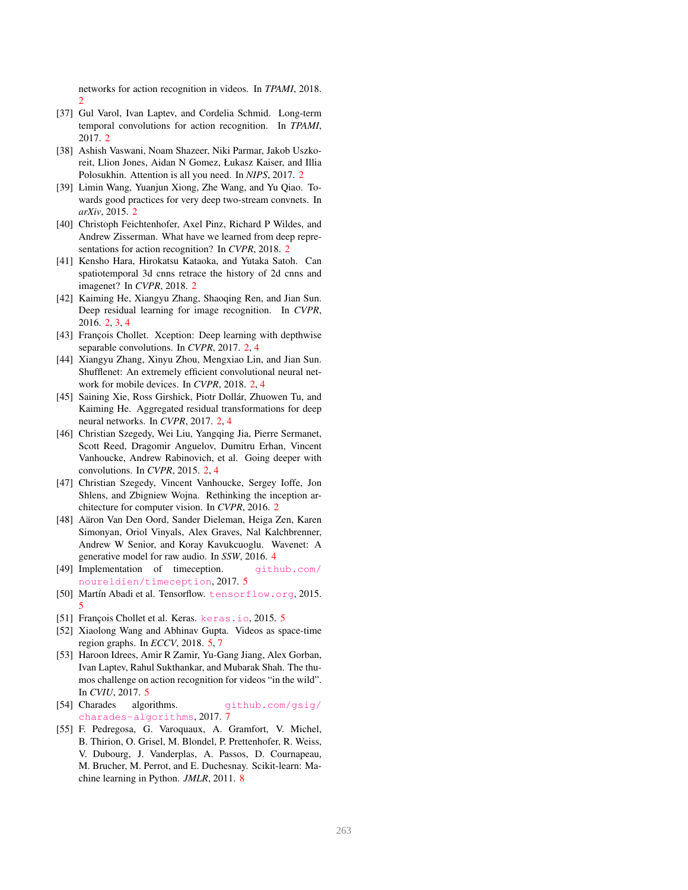networks for action recognition in videos. In *TPAMI*, 2018. 2

- [37] Gul Varol, Ivan Laptev, and Cordelia Schmid. Long-term temporal convolutions for action recognition. In *TPAMI*, 2017. 2
- [38] Ashish Vaswani, Noam Shazeer, Niki Parmar, Jakob Uszkoreit, Llion Jones, Aidan N Gomez, Łukasz Kaiser, and Illia Polosukhin. Attention is all you need. In *NIPS*, 2017. 2
- [39] Limin Wang, Yuanjun Xiong, Zhe Wang, and Yu Qiao. Towards good practices for very deep two-stream convnets. In *arXiv*, 2015. 2
- [40] Christoph Feichtenhofer, Axel Pinz, Richard P Wildes, and Andrew Zisserman. What have we learned from deep representations for action recognition? In *CVPR*, 2018. 2
- [41] Kensho Hara, Hirokatsu Kataoka, and Yutaka Satoh. Can spatiotemporal 3d cnns retrace the history of 2d cnns and imagenet? In *CVPR*, 2018. 2
- [42] Kaiming He, Xiangyu Zhang, Shaoqing Ren, and Jian Sun. Deep residual learning for image recognition. In *CVPR*, 2016. 2, 3, 4
- [43] François Chollet. Xception: Deep learning with depthwise separable convolutions. In *CVPR*, 2017. 2, 4
- [44] Xiangyu Zhang, Xinyu Zhou, Mengxiao Lin, and Jian Sun. Shufflenet: An extremely efficient convolutional neural network for mobile devices. In *CVPR*, 2018. 2, 4
- [45] Saining Xie, Ross Girshick, Piotr Dollár, Zhuowen Tu, and Kaiming He. Aggregated residual transformations for deep neural networks. In *CVPR*, 2017. 2, 4
- [46] Christian Szegedy, Wei Liu, Yangqing Jia, Pierre Sermanet, Scott Reed, Dragomir Anguelov, Dumitru Erhan, Vincent Vanhoucke, Andrew Rabinovich, et al. Going deeper with convolutions. In *CVPR*, 2015. 2, 4
- [47] Christian Szegedy, Vincent Vanhoucke, Sergey Ioffe, Jon Shlens, and Zbigniew Wojna. Rethinking the inception architecture for computer vision. In *CVPR*, 2016. 2
- [48] Aäron Van Den Oord, Sander Dieleman, Heiga Zen, Karen Simonyan, Oriol Vinyals, Alex Graves, Nal Kalchbrenner, Andrew W Senior, and Koray Kavukcuoglu. Wavenet: A generative model for raw audio. In *SSW*, 2016. 4
- [49] Implementation of timeception. github.com/noureldien/timeception, 2017. 5
- [50] Martín Abadi et al. Tensorflow. tensorflow.org, 2015. 5
- [51] François Chollet et al. Keras. keras.io, 2015. 5
- [52] Xiaolong Wang and Abhinav Gupta. Videos as space-time region graphs. In *ECCV*, 2018. 5, 7
- [53] Haroon Idrees, Amir R Zamir, Yu-Gang Jiang, Alex Gorban, Ivan Laptev, Rahul Sukthankar, and Mubarak Shah. The thumos challenge on action recognition for videos "in the wild". In *CVIU*, 2017. 5
- [54] Charades algorithms. github.com/gsig/charades-algorithms, 2017. 7
- [55] F. Pedregosa, G. Varoquaux, A. Gramfort, V. Michel, B. Thirion, O. Grisel, M. Blondel, P. Prettenhofer, R. Weiss, V. Dubourg, J. Vanderplas, A. Passos, D. Cournapeau, M. Brucher, M. Perrot, and E. Duchesnay. Scikit-learn: Machine learning in Python. *JMLR*, 2011. 8